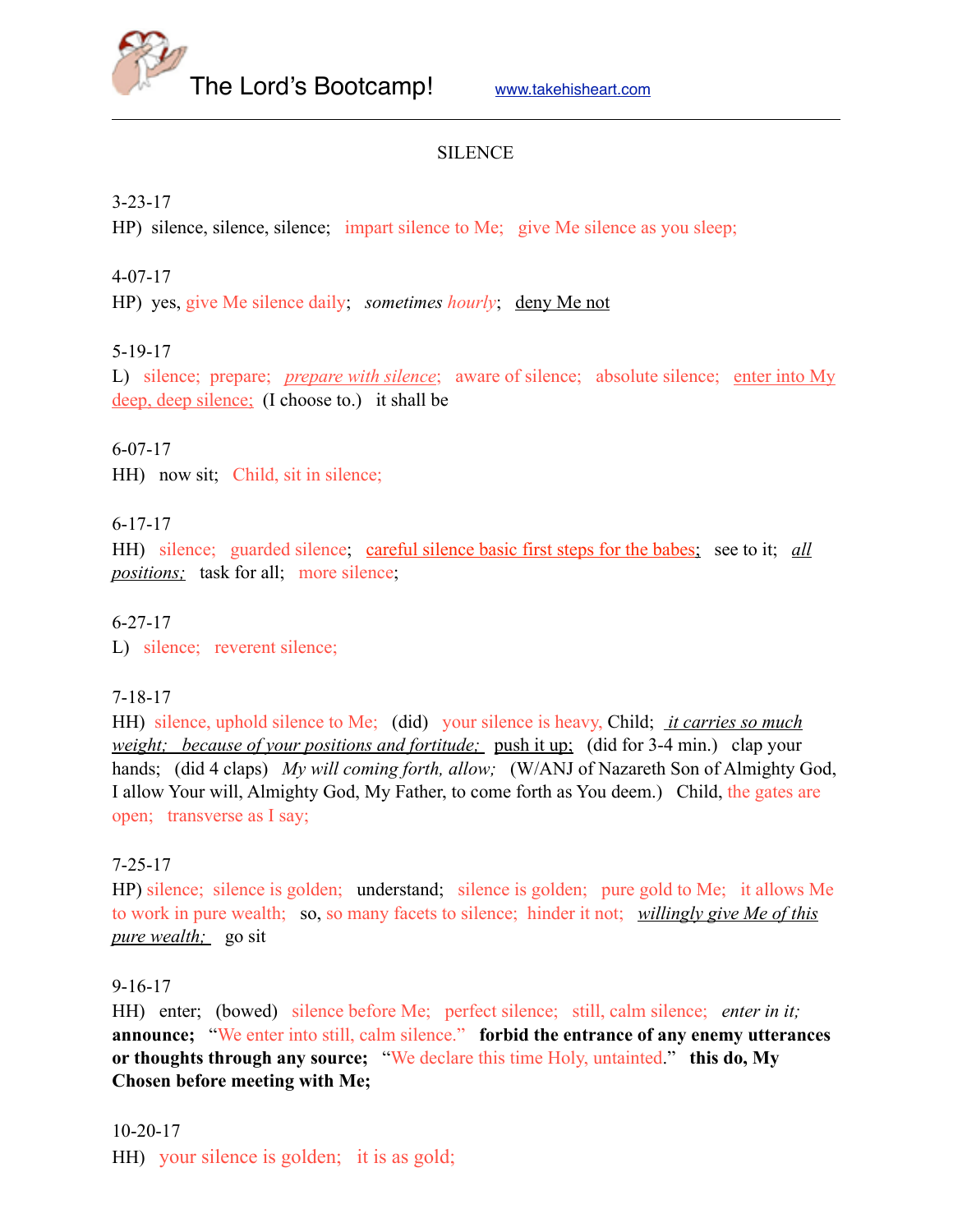The Lord's Bootcamp! www.takehisheart.com

---

SILENCE

3-23-17
HP) silence, silence, silence; impart silence to Me; give Me silence as you sleep;

4-07-17
HP) yes, give Me silence daily; *sometimes hourly*; <u>deny Me not</u>

5-19-17
L) silence; prepare; *<u>prepare with silence</u>*; aware of silence; absolute silence; <u>enter into My deep, deep silence;</u> (I choose to.) it shall be

6-07-17
HH) now sit; Child, sit in silence;

6-17-17
HH) silence; guarded silence; <u>careful silence basic first steps for the babes;</u> see to it; *<u>all positions;</u>* task for all; more silence;

6-27-17
L) silence; reverent silence;

7-18-17
HH) silence, uphold silence to Me; (did) your silence is heavy, Child; *<u>it carries so much weight; because of your positions and fortitude;</u>* <u>push it up;</u> (did for 3-4 min.) clap your hands; (did 4 claps) *My will coming forth, allow;* (W/ANJ of Nazareth Son of Almighty God, I allow Your will, Almighty God, My Father, to come forth as You deem.) Child, the gates are open; transverse as I say;

7-25-17
HP) silence; silence is golden; understand; silence is golden; pure gold to Me; it allows Me to work in pure wealth; so, so many facets to silence; hinder it not; *<u>willingly give Me of this pure wealth;</u>* go sit

9-16-17
HH) enter; (bowed) silence before Me; perfect silence; still, calm silence; *enter in it;* **announce;** "We enter into still, calm silence." **forbid the entrance of any enemy utterances or thoughts through any source;** "We declare this time Holy, untainted." **this do, My Chosen before meeting with Me;**

10-20-17
HH) your silence is golden; it is as gold;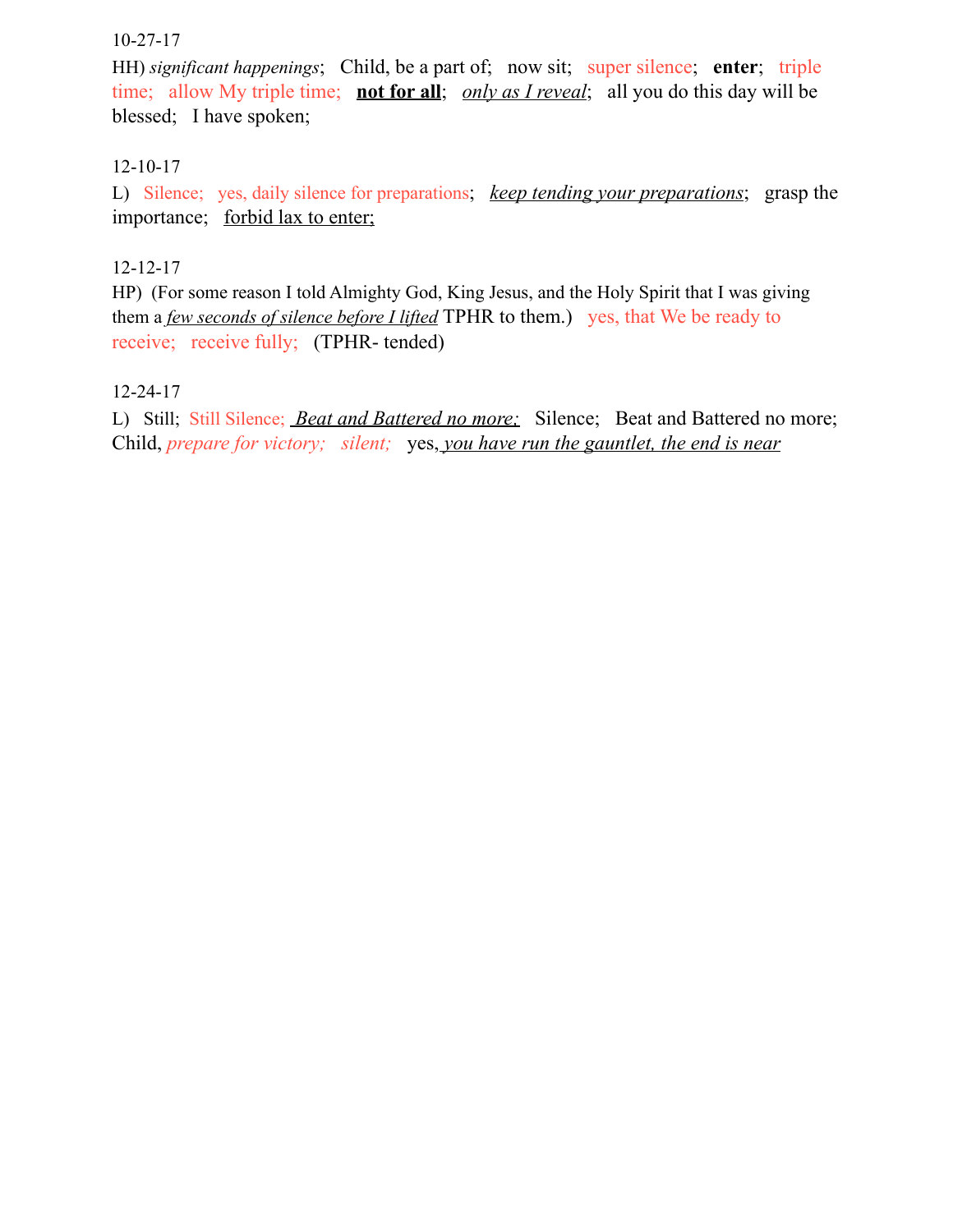10-27-17

HH) *significant happenings*;   Child, be a part of;   now sit;   super silence;   **enter**;   triple time;   allow My triple time;   **<u>not for all</u>**;   <u>*only as I reveal*</u>;   all you do this day will be blessed;   I have spoken;

12-10-17

L)  Silence;   yes, daily silence for preparations;   <u>*keep tending your preparations*</u>;   grasp the importance;   <u>forbid lax to enter;</u>

12-12-17

HP)  (For some reason I told Almighty God, King Jesus, and the Holy Spirit that I was giving them a <u>*few seconds of silence before I lifted*</u> TPHR to them.)   yes, that We be ready to receive;   receive fully;   (TPHR- tended)

12-24-17

L)  Still;  Still Silence;  <u>*Beat and Battered no more;*</u>   Silence;   Beat and Battered no more;   Child, *prepare for victory;   silent;*   yes, <u>*you have run the gauntlet, the end is near*</u>